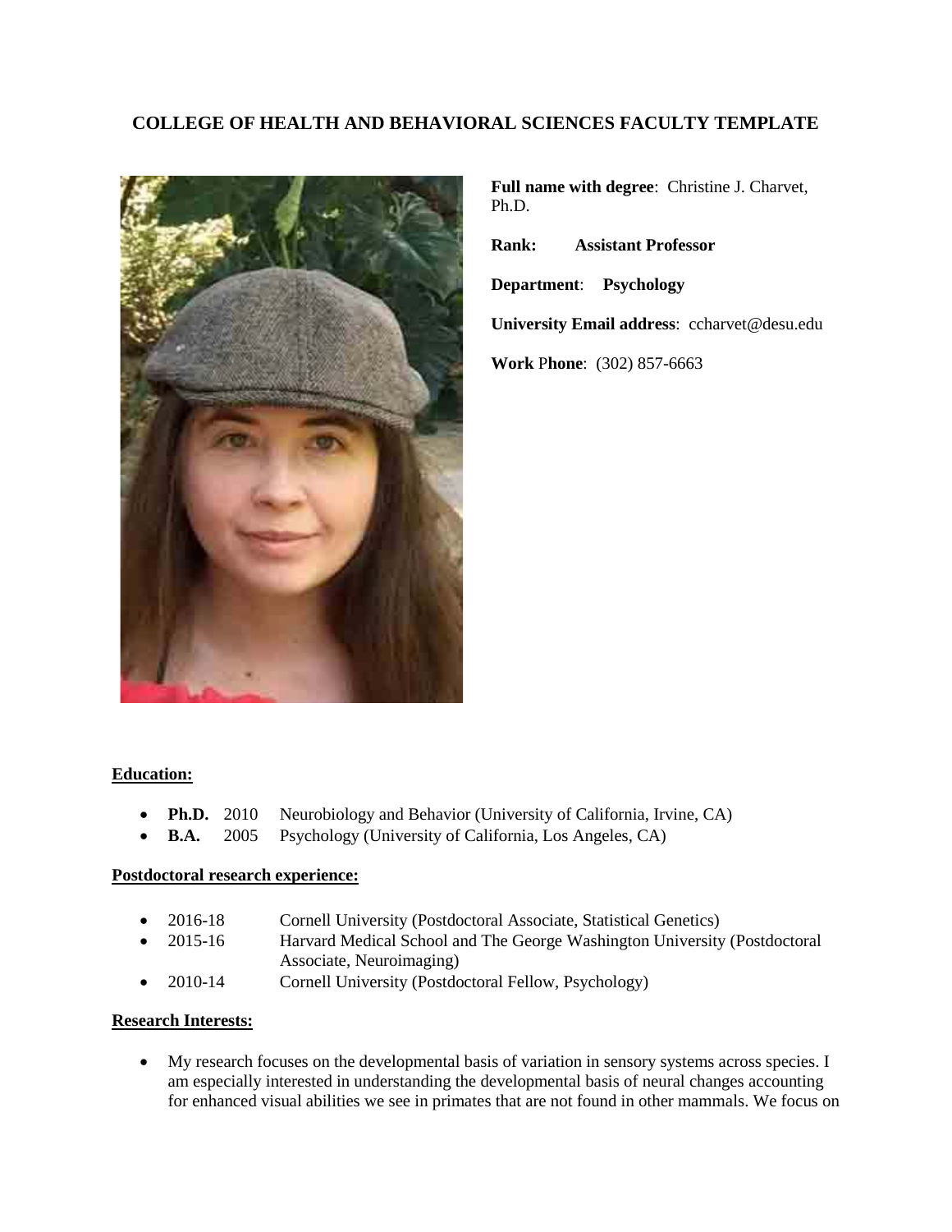## COLLEGE OF HEALTH AND BEHAVIORAL SCIENCES FACULTY TEMPLATE

**Full name with degree**: Christine J. Charvet, Ph.D.

**Rank:** **Assistant Professor**

**Department**: **Psychology**

**University Email address**: ccharvet@desu.edu

**Work Phone**: (302) 857-6663

### Education:

- **Ph.D.** 2010 Neurobiology and Behavior (University of California, Irvine, CA)
- **B.A.** 2005 Psychology (University of California, Los Angeles, CA)

### Postdoctoral research experience:

- 2016-18 Cornell University (Postdoctoral Associate, Statistical Genetics)
- 2015-16 Harvard Medical School and The George Washington University (Postdoctoral Associate, Neuroimaging)
- 2010-14 Cornell University (Postdoctoral Fellow, Psychology)

### Research Interests:

- My research focuses on the developmental basis of variation in sensory systems across species. I am especially interested in understanding the developmental basis of neural changes accounting for enhanced visual abilities we see in primates that are not found in other mammals. We focus on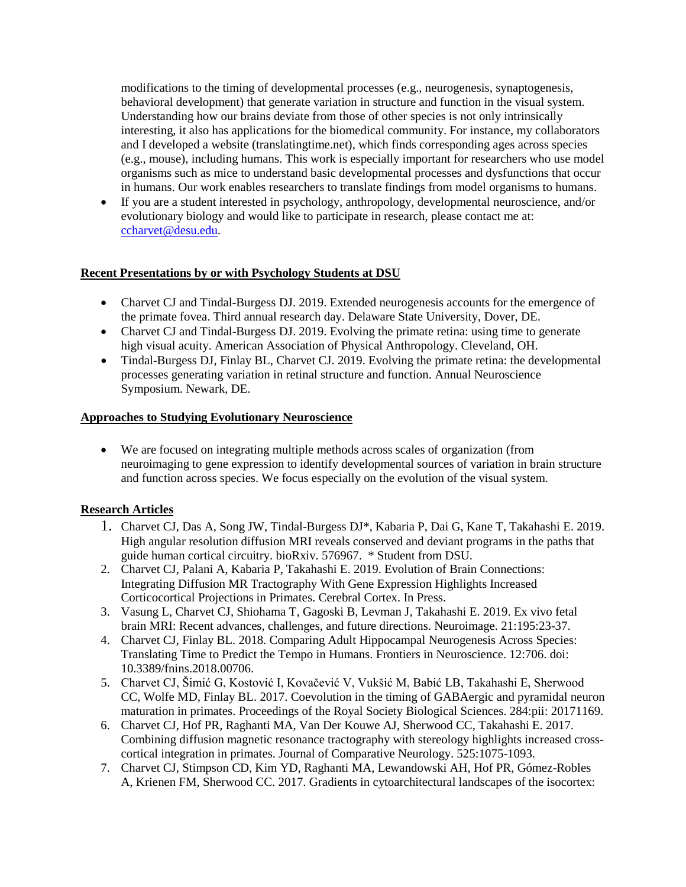modifications to the timing of developmental processes (e.g., neurogenesis, synaptogenesis, behavioral development) that generate variation in structure and function in the visual system. Understanding how our brains deviate from those of other species is not only intrinsically interesting, it also has applications for the biomedical community. For instance, my collaborators and I developed a website (translatingtime.net), which finds corresponding ages across species (e.g., mouse), including humans. This work is especially important for researchers who use model organisms such as mice to understand basic developmental processes and dysfunctions that occur in humans. Our work enables researchers to translate findings from model organisms to humans.

- If you are a student interested in psychology, anthropology, developmental neuroscience, and/or evolutionary biology and would like to participate in research, please contact me at: [ccharvet@desu.edu](mailto:ccharvet@desu.edu).

## Recent Presentations by or with Psychology Students at DSU

- Charvet CJ and Tindal-Burgess DJ. 2019. Extended neurogenesis accounts for the emergence of the primate fovea. Third annual research day. Delaware State University, Dover, DE.
- Charvet CJ and Tindal-Burgess DJ. 2019. Evolving the primate retina: using time to generate high visual acuity. American Association of Physical Anthropology. Cleveland, OH.
- Tindal-Burgess DJ, Finlay BL, Charvet CJ. 2019. Evolving the primate retina: the developmental processes generating variation in retinal structure and function. Annual Neuroscience Symposium. Newark, DE.

## Approaches to Studying Evolutionary Neuroscience

- We are focused on integrating multiple methods across scales of organization (from neuroimaging to gene expression to identify developmental sources of variation in brain structure and function across species. We focus especially on the evolution of the visual system.

## Research Articles

1. Charvet CJ, Das A, Song JW, Tindal-Burgess DJ*, Kabaria P, Dai G, Kane T, Takahashi E. 2019. High angular resolution diffusion MRI reveals conserved and deviant programs in the paths that guide human cortical circuitry. bioRxiv. 576967. * Student from DSU.
2. Charvet CJ, Palani A, Kabaria P, Takahashi E. 2019. Evolution of Brain Connections: Integrating Diffusion MR Tractography With Gene Expression Highlights Increased Corticocortical Projections in Primates. Cerebral Cortex. In Press.
3. Vasung L, Charvet CJ, Shiohama T, Gagoski B, Levman J, Takahashi E. 2019. Ex vivo fetal brain MRI: Recent advances, challenges, and future directions. Neuroimage. 21:195:23-37.
4. Charvet CJ, Finlay BL. 2018. Comparing Adult Hippocampal Neurogenesis Across Species: Translating Time to Predict the Tempo in Humans. Frontiers in Neuroscience. 12:706. doi: 10.3389/fnins.2018.00706.
5. Charvet CJ, Šimić G, Kostović I, Kovačević V, Vukšić M, Babić LB, Takahashi E, Sherwood CC, Wolfe MD, Finlay BL. 2017. Coevolution in the timing of GABAergic and pyramidal neuron maturation in primates. Proceedings of the Royal Society Biological Sciences. 284:pii: 20171169.
6. Charvet CJ, Hof PR, Raghanti MA, Van Der Kouwe AJ, Sherwood CC, Takahashi E. 2017. Combining diffusion magnetic resonance tractography with stereology highlights increased cross-cortical integration in primates. Journal of Comparative Neurology. 525:1075-1093.
7. Charvet CJ, Stimpson CD, Kim YD, Raghanti MA, Lewandowski AH, Hof PR, Gómez-Robles A, Krienen FM, Sherwood CC. 2017. Gradients in cytoarchitectural landscapes of the isocortex: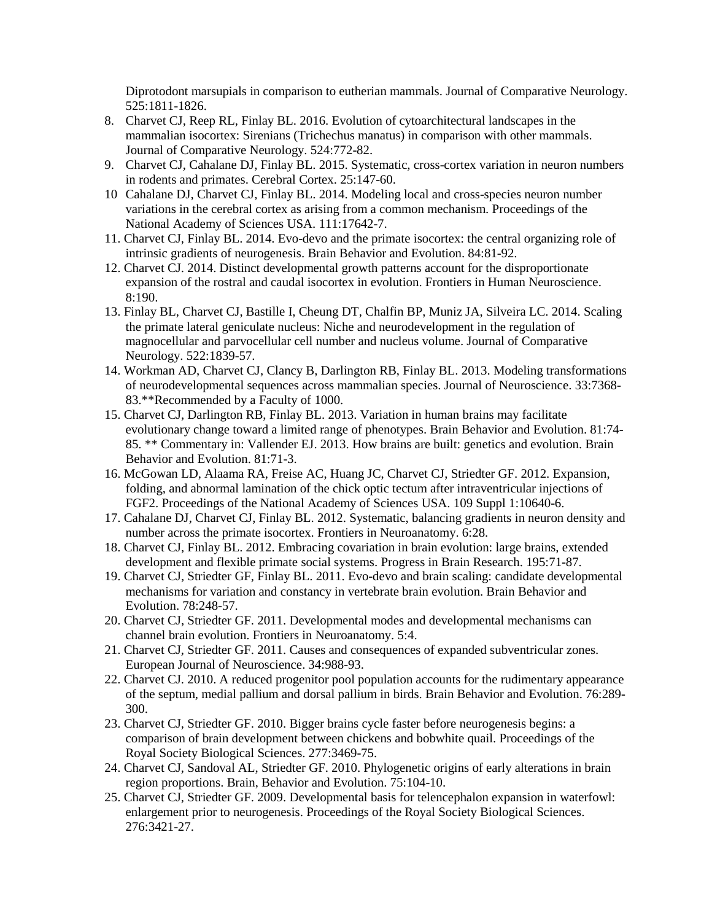Diprotodont marsupials in comparison to eutherian mammals. Journal of Comparative Neurology. 525:1811-1826.

8. Charvet CJ, Reep RL, Finlay BL. 2016. Evolution of cytoarchitectural landscapes in the mammalian isocortex: Sirenians (Trichechus manatus) in comparison with other mammals. Journal of Comparative Neurology. 524:772-82.
9. Charvet CJ, Cahalane DJ, Finlay BL. 2015. Systematic, cross-cortex variation in neuron numbers in rodents and primates. Cerebral Cortex. 25:147-60.
10 Cahalane DJ, Charvet CJ, Finlay BL. 2014. Modeling local and cross-species neuron number variations in the cerebral cortex as arising from a common mechanism. Proceedings of the National Academy of Sciences USA. 111:17642-7.
11. Charvet CJ, Finlay BL. 2014. Evo-devo and the primate isocortex: the central organizing role of intrinsic gradients of neurogenesis. Brain Behavior and Evolution. 84:81-92.
12. Charvet CJ. 2014. Distinct developmental growth patterns account for the disproportionate expansion of the rostral and caudal isocortex in evolution. Frontiers in Human Neuroscience. 8:190.
13. Finlay BL, Charvet CJ, Bastille I, Cheung DT, Chalfin BP, Muniz JA, Silveira LC. 2014. Scaling the primate lateral geniculate nucleus: Niche and neurodevelopment in the regulation of magnocellular and parvocellular cell number and nucleus volume. Journal of Comparative Neurology. 522:1839-57.
14. Workman AD, Charvet CJ, Clancy B, Darlington RB, Finlay BL. 2013. Modeling transformations of neurodevelopmental sequences across mammalian species. Journal of Neuroscience. 33:7368-83.**Recommended by a Faculty of 1000.
15. Charvet CJ, Darlington RB, Finlay BL. 2013. Variation in human brains may facilitate evolutionary change toward a limited range of phenotypes. Brain Behavior and Evolution. 81:74-85. ** Commentary in: Vallender EJ. 2013. How brains are built: genetics and evolution. Brain Behavior and Evolution. 81:71-3.
16. McGowan LD, Alaama RA, Freise AC, Huang JC, Charvet CJ, Striedter GF. 2012. Expansion, folding, and abnormal lamination of the chick optic tectum after intraventricular injections of FGF2. Proceedings of the National Academy of Sciences USA. 109 Suppl 1:10640-6.
17. Cahalane DJ, Charvet CJ, Finlay BL. 2012. Systematic, balancing gradients in neuron density and number across the primate isocortex. Frontiers in Neuroanatomy. 6:28.
18. Charvet CJ, Finlay BL. 2012. Embracing covariation in brain evolution: large brains, extended development and flexible primate social systems. Progress in Brain Research. 195:71-87.
19. Charvet CJ, Striedter GF, Finlay BL. 2011. Evo-devo and brain scaling: candidate developmental mechanisms for variation and constancy in vertebrate brain evolution. Brain Behavior and Evolution. 78:248-57.
20. Charvet CJ, Striedter GF. 2011. Developmental modes and developmental mechanisms can channel brain evolution. Frontiers in Neuroanatomy. 5:4.
21. Charvet CJ, Striedter GF. 2011. Causes and consequences of expanded subventricular zones. European Journal of Neuroscience. 34:988-93.
22. Charvet CJ. 2010. A reduced progenitor pool population accounts for the rudimentary appearance of the septum, medial pallium and dorsal pallium in birds. Brain Behavior and Evolution. 76:289-300.
23. Charvet CJ, Striedter GF. 2010. Bigger brains cycle faster before neurogenesis begins: a comparison of brain development between chickens and bobwhite quail. Proceedings of the Royal Society Biological Sciences. 277:3469-75.
24. Charvet CJ, Sandoval AL, Striedter GF. 2010. Phylogenetic origins of early alterations in brain region proportions. Brain, Behavior and Evolution. 75:104-10.
25. Charvet CJ, Striedter GF. 2009. Developmental basis for telencephalon expansion in waterfowl: enlargement prior to neurogenesis. Proceedings of the Royal Society Biological Sciences. 276:3421-27.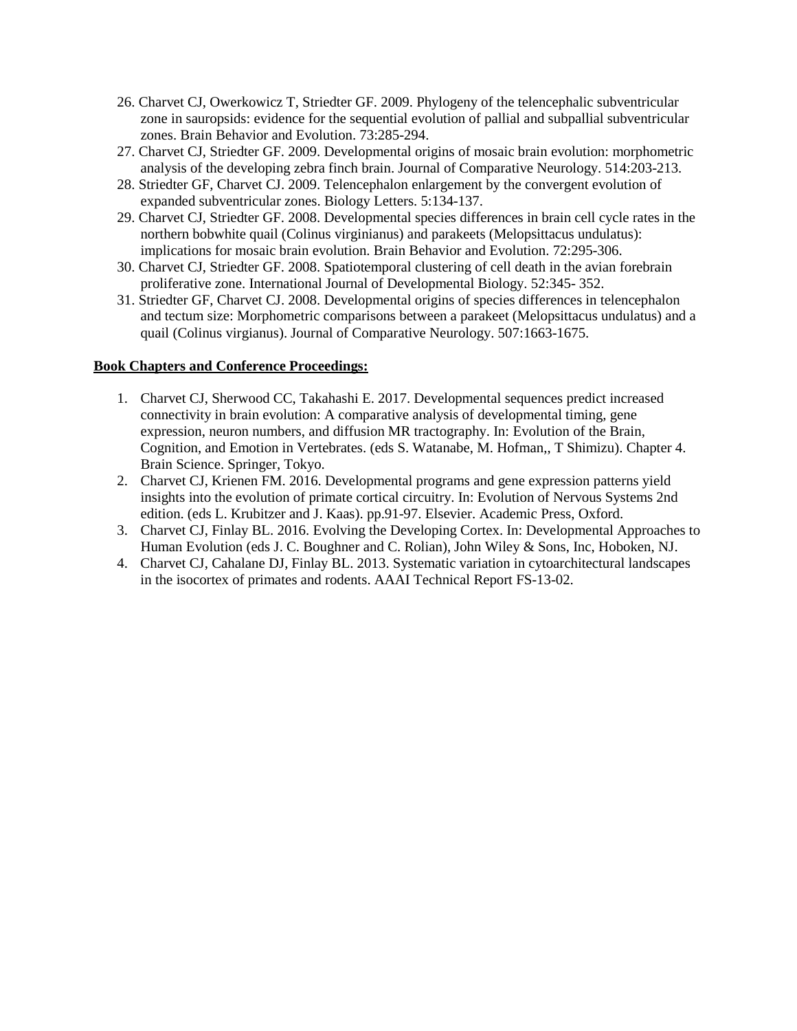26. Charvet CJ, Owerkowicz T, Striedter GF. 2009. Phylogeny of the telencephalic subventricular zone in sauropsids: evidence for the sequential evolution of pallial and subpallial subventricular zones. Brain Behavior and Evolution. 73:285-294.
27. Charvet CJ, Striedter GF. 2009. Developmental origins of mosaic brain evolution: morphometric analysis of the developing zebra finch brain. Journal of Comparative Neurology. 514:203-213.
28. Striedter GF, Charvet CJ. 2009. Telencephalon enlargement by the convergent evolution of expanded subventricular zones. Biology Letters. 5:134-137.
29. Charvet CJ, Striedter GF. 2008. Developmental species differences in brain cell cycle rates in the northern bobwhite quail (Colinus virginianus) and parakeets (Melopsittacus undulatus): implications for mosaic brain evolution. Brain Behavior and Evolution. 72:295-306.
30. Charvet CJ, Striedter GF. 2008. Spatiotemporal clustering of cell death in the avian forebrain proliferative zone. International Journal of Developmental Biology. 52:345- 352.
31. Striedter GF, Charvet CJ. 2008. Developmental origins of species differences in telencephalon and tectum size: Morphometric comparisons between a parakeet (Melopsittacus undulatus) and a quail (Colinus virgianus). Journal of Comparative Neurology. 507:1663-1675.

**Book Chapters and Conference Proceedings:**

1. Charvet CJ, Sherwood CC, Takahashi E. 2017. Developmental sequences predict increased connectivity in brain evolution: A comparative analysis of developmental timing, gene expression, neuron numbers, and diffusion MR tractography. In: Evolution of the Brain, Cognition, and Emotion in Vertebrates. (eds S. Watanabe, M. Hofman,, T Shimizu). Chapter 4. Brain Science. Springer, Tokyo.
2. Charvet CJ, Krienen FM. 2016. Developmental programs and gene expression patterns yield insights into the evolution of primate cortical circuitry. In: Evolution of Nervous Systems 2nd edition. (eds L. Krubitzer and J. Kaas). pp.91-97. Elsevier. Academic Press, Oxford.
3. Charvet CJ, Finlay BL. 2016. Evolving the Developing Cortex. In: Developmental Approaches to Human Evolution (eds J. C. Boughner and C. Rolian), John Wiley & Sons, Inc, Hoboken, NJ.
4. Charvet CJ, Cahalane DJ, Finlay BL. 2013. Systematic variation in cytoarchitectural landscapes in the isocortex of primates and rodents. AAAI Technical Report FS-13-02.